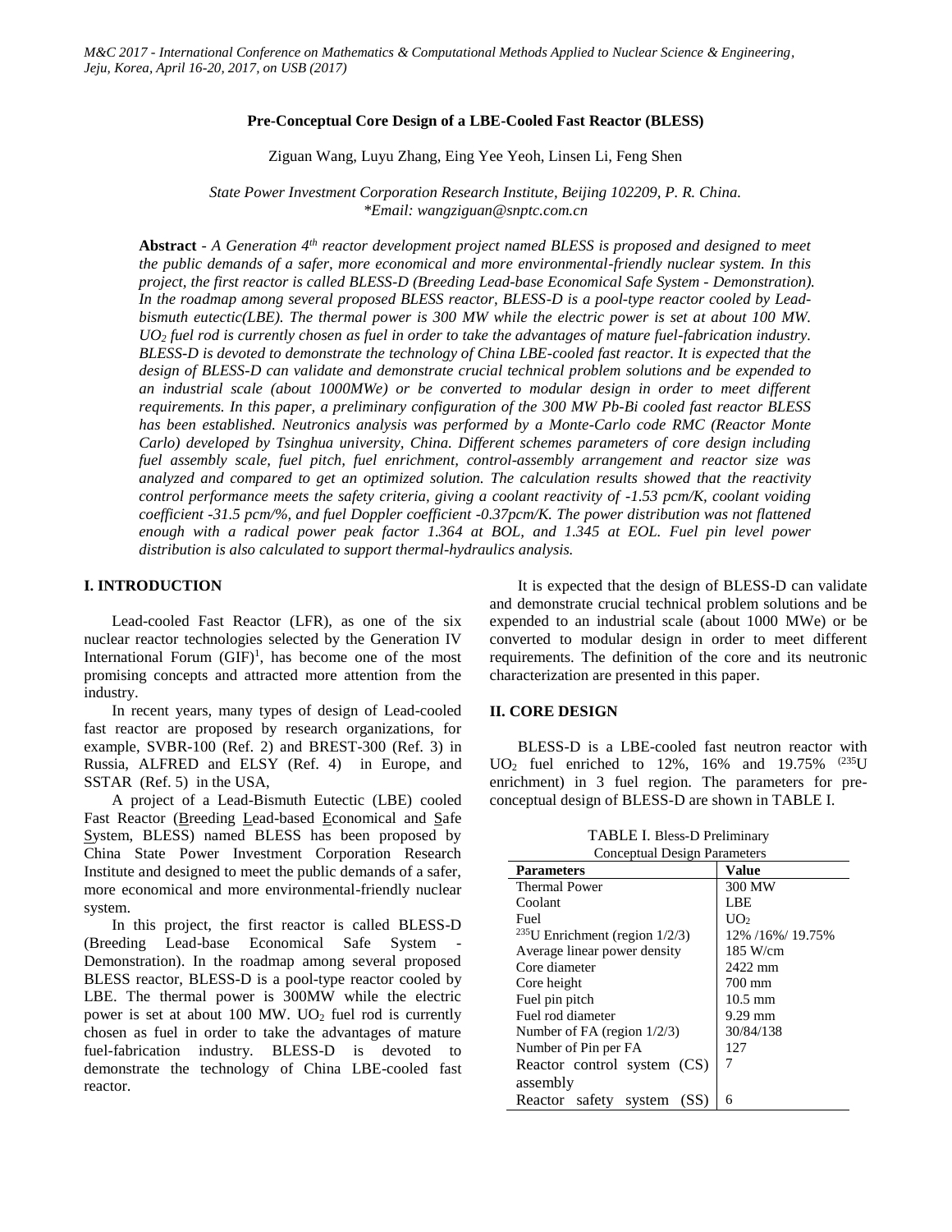# Pre-Conceptual Core Design of a LBE-Cooled Fast Reactor (BLESS)

Ziguan Wang, Luyu Zhang, Eing Yee Yeoh, Linsen Li, Feng Shen

*State Power Investment Corporation Research Institute, Beijing 102209, P. R. China.*
*\*Email: wangziguan@snptc.com.cn*

**Abstract** - *A Generation 4th reactor development project named BLESS is proposed and designed to meet the public demands of a safer, more economical and more environmental-friendly nuclear system. In this project, the first reactor is called BLESS-D (Breeding Lead-base Economical Safe System - Demonstration). In the roadmap among several proposed BLESS reactor, BLESS-D is a pool-type reactor cooled by Lead-bismuth eutectic(LBE). The thermal power is 300 MW while the electric power is set at about 100 MW. $UO_2$ fuel rod is currently chosen as fuel in order to take the advantages of mature fuel-fabrication industry. BLESS-D is devoted to demonstrate the technology of China LBE-cooled fast reactor. It is expected that the design of BLESS-D can validate and demonstrate crucial technical problem solutions and be expended to an industrial scale (about 1000MWe) or be converted to modular design in order to meet different requirements. In this paper, a preliminary configuration of the 300 MW Pb-Bi cooled fast reactor BLESS has been established. Neutronics analysis was performed by a Monte-Carlo code RMC (Reactor Monte Carlo) developed by Tsinghua university, China. Different schemes parameters of core design including fuel assembly scale, fuel pitch, fuel enrichment, control-assembly arrangement and reactor size was analyzed and compared to get an optimized solution. The calculation results showed that the reactivity control performance meets the safety criteria, giving a coolant reactivity of -1.53 pcm/K, coolant voiding coefficient -31.5 pcm/%, and fuel Doppler coefficient -0.37pcm/K. The power distribution was not flattened enough with a radical power peak factor 1.364 at BOL, and 1.345 at EOL. Fuel pin level power distribution is also calculated to support thermal-hydraulics analysis.*

## I. INTRODUCTION

Lead-cooled Fast Reactor (LFR), as one of the six nuclear reactor technologies selected by the Generation IV International Forum (GIF)[1], has become one of the most promising concepts and attracted more attention from the industry.

In recent years, many types of design of Lead-cooled fast reactor are proposed by research organizations, for example, SVBR-100 (Ref. 2) and BREST-300 (Ref. 3) in Russia, ALFRED and ELSY (Ref. 4) in Europe, and SSTAR (Ref. 5) in the USA,

A project of a Lead-Bismuth Eutectic (LBE) cooled Fast Reactor (Breeding Lead-based Economical and Safe System, BLESS) named BLESS has been proposed by China State Power Investment Corporation Research Institute and designed to meet the public demands of a safer, more economical and more environmental-friendly nuclear system.

In this project, the first reactor is called BLESS-D (Breeding Lead-base Economical Safe System - Demonstration). In the roadmap among several proposed BLESS reactor, BLESS-D is a pool-type reactor cooled by LBE. The thermal power is 300MW while the electric power is set at about 100 MW. $UO_2$ fuel rod is currently chosen as fuel in order to take the advantages of mature fuel-fabrication industry. BLESS-D is devoted to demonstrate the technology of China LBE-cooled fast reactor.

It is expected that the design of BLESS-D can validate and demonstrate crucial technical problem solutions and be expended to an industrial scale (about 1000 MWe) or be converted to modular design in order to meet different requirements. The definition of the core and its neutronic characterization are presented in this paper.

## II. CORE DESIGN

BLESS-D is a LBE-cooled fast neutron reactor with $UO_2$ fuel enriched to 12%, 16% and 19.75% ($^{235}U$ enrichment) in 3 fuel region. The parameters for pre-conceptual design of BLESS-D are shown in TABLE I.

TABLE I. Bless-D Preliminary Conceptual Design Parameters

| Parameters | Value |
|---|---|
| Thermal Power | 300 MW |
| Coolant | LBE |
| Fuel | $UO_2$ |
| $^{235}U$ Enrichment (region 1/2/3) | 12% /16%/ 19.75% |
| Average linear power density | 185 W/cm |
| Core diameter | 2422 mm |
| Core height | 700 mm |
| Fuel pin pitch | 10.5 mm |
| Fuel rod diameter | 9.29 mm |
| Number of FA (region 1/2/3) | 30/84/138 |
| Number of Pin per FA | 127 |
| Reactor control system (CS) assembly | 7 |
| Reactor safety system (SS) | 6 |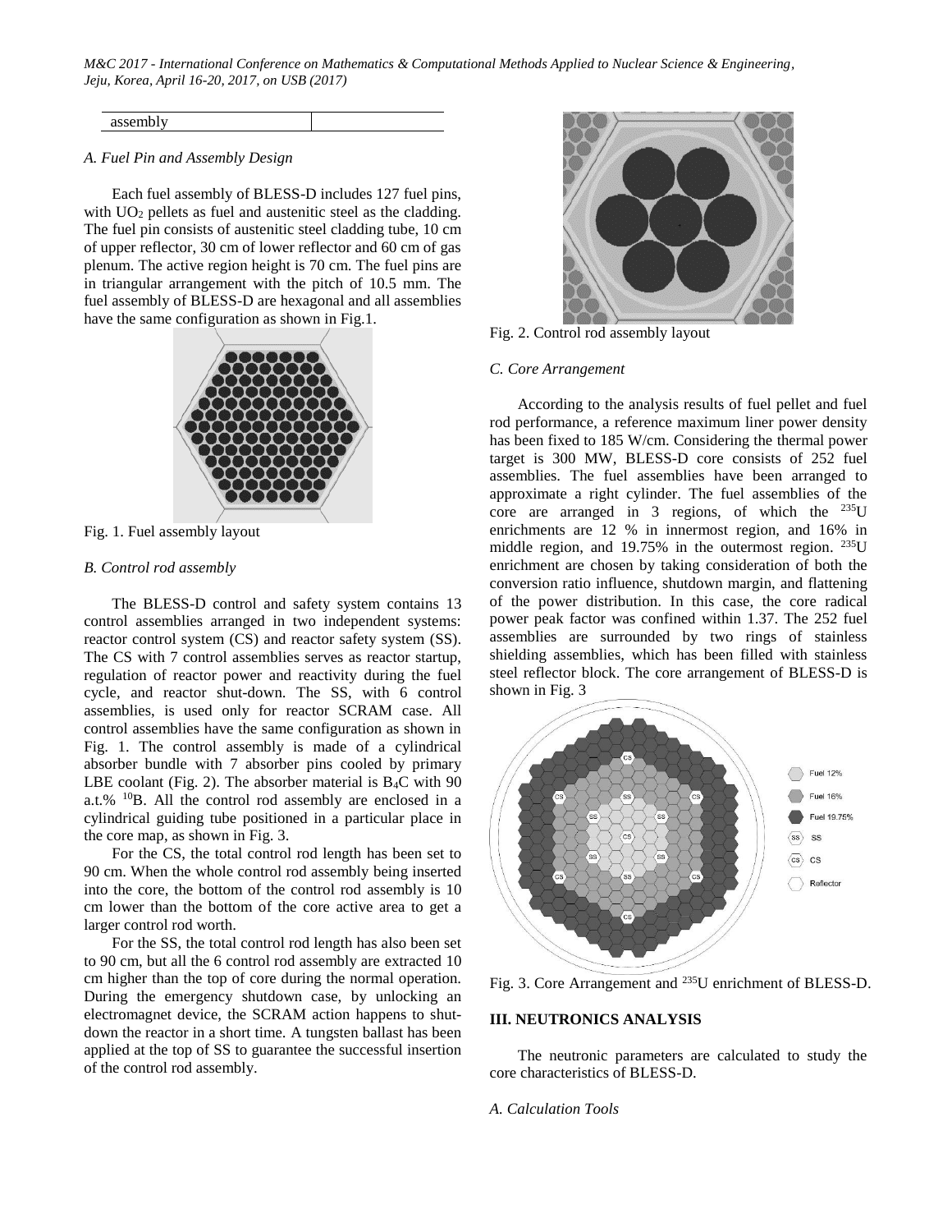| assembly | |
|---|---|

*A. Fuel Pin and Assembly Design*

Each fuel assembly of BLESS-D includes 127 fuel pins, with $UO_2$ pellets as fuel and austenitic steel as the cladding. The fuel pin consists of austenitic steel cladding tube, 10 cm of upper reflector, 30 cm of lower reflector and 60 cm of gas plenum. The active region height is 70 cm. The fuel pins are in triangular arrangement with the pitch of 10.5 mm. The fuel assembly of BLESS-D are hexagonal and all assemblies have the same configuration as shown in Fig.1.

Fig. 1. Fuel assembly layout

*B. Control rod assembly*

The BLESS-D control and safety system contains 13 control assemblies arranged in two independent systems: reactor control system (CS) and reactor safety system (SS). The CS with 7 control assemblies serves as reactor startup, regulation of reactor power and reactivity during the fuel cycle, and reactor shut-down. The SS, with 6 control assemblies, is used only for reactor SCRAM case. All control assemblies have the same configuration as shown in Fig. 1. The control assembly is made of a cylindrical absorber bundle with 7 absorber pins cooled by primary LBE coolant (Fig. 2). The absorber material is $B_4C$ with 90 a.t.% $^{10}B$. All the control rod assembly are enclosed in a cylindrical guiding tube positioned in a particular place in the core map, as shown in Fig. 3.

For the CS, the total control rod length has been set to 90 cm. When the whole control rod assembly being inserted into the core, the bottom of the control rod assembly is 10 cm lower than the bottom of the core active area to get a larger control rod worth.

For the SS, the total control rod length has also been set to 90 cm, but all the 6 control rod assembly are extracted 10 cm higher than the top of core during the normal operation. During the emergency shutdown case, by unlocking an electromagnet device, the SCRAM action happens to shut-down the reactor in a short time. A tungsten ballast has been applied at the top of SS to guarantee the successful insertion of the control rod assembly.

Fig. 2. Control rod assembly layout

*C. Core Arrangement*

According to the analysis results of fuel pellet and fuel rod performance, a reference maximum liner power density has been fixed to 185 W/cm. Considering the thermal power target is 300 MW, BLESS-D core consists of 252 fuel assemblies. The fuel assemblies have been arranged to approximate a right cylinder. The fuel assemblies of the core are arranged in 3 regions, of which the $^{235}U$ enrichments are 12 % in innermost region, and 16% in middle region, and 19.75% in the outermost region. $^{235}U$ enrichment are chosen by taking consideration of both the conversion ratio influence, shutdown margin, and flattening of the power distribution. In this case, the core radical power peak factor was confined within 1.37. The 252 fuel assemblies are surrounded by two rings of stainless shielding assemblies, which has been filled with stainless steel reflector block. The core arrangement of BLESS-D is shown in Fig. 3

Fig. 3. Core Arrangement and $^{235}U$ enrichment of BLESS-D.

## III. NEUTRONICS ANALYSIS

The neutronic parameters are calculated to study the core characteristics of BLESS-D.

*A. Calculation Tools*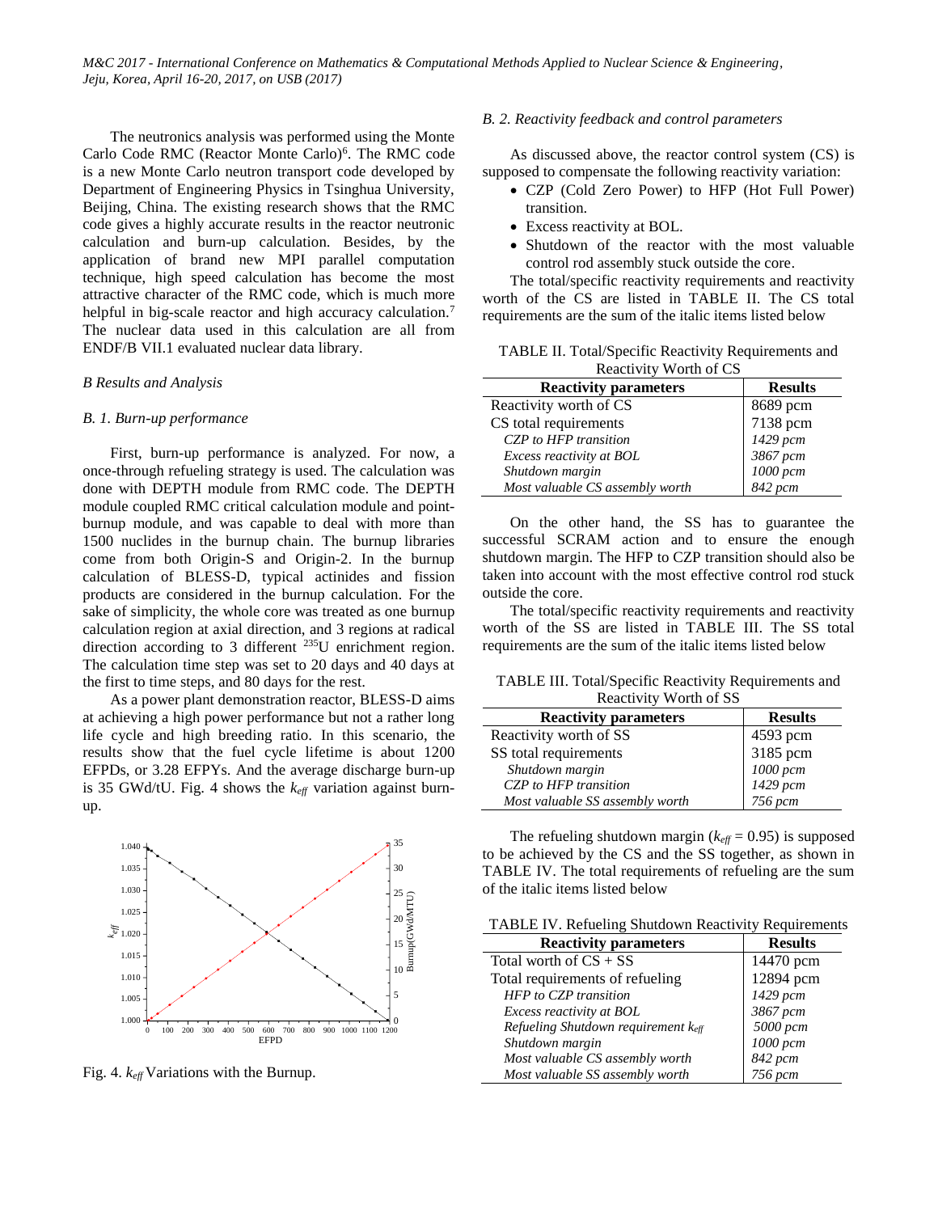The neutronics analysis was performed using the Monte Carlo Code RMC (Reactor Monte Carlo)[6]. The RMC code is a new Monte Carlo neutron transport code developed by Department of Engineering Physics in Tsinghua University, Beijing, China. The existing research shows that the RMC code gives a highly accurate results in the reactor neutronic calculation and burn-up calculation. Besides, by the application of brand new MPI parallel computation technique, high speed calculation has become the most attractive character of the RMC code, which is much more helpful in big-scale reactor and high accuracy calculation.[7] The nuclear data used in this calculation are all from ENDF/B VII.1 evaluated nuclear data library.

*B Results and Analysis*

*B. 1. Burn-up performance*

First, burn-up performance is analyzed. For now, a once-through refueling strategy is used. The calculation was done with DEPTH module from RMC code. The DEPTH module coupled RMC critical calculation module and point-burnup module, and was capable to deal with more than 1500 nuclides in the burnup chain. The burnup libraries come from both Origin-S and Origin-2. In the burnup calculation of BLESS-D, typical actinides and fission products are considered in the burnup calculation. For the sake of simplicity, the whole core was treated as one burnup calculation region at axial direction, and 3 regions at radical direction according to 3 different $^{235}$U enrichment region. The calculation time step was set to 20 days and 40 days at the first to time steps, and 80 days for the rest.

As a power plant demonstration reactor, BLESS-D aims at achieving a high power performance but not a rather long life cycle and high breeding ratio. In this scenario, the results show that the fuel cycle lifetime is about 1200 EFPDs, or 3.28 EFPYs. And the average discharge burn-up is 35 GWd/tU. Fig. 4 shows the $k_{eff}$ variation against burn-up.

Fig. 4. $k_{eff}$ Variations with the Burnup.

*B. 2. Reactivity feedback and control parameters*

As discussed above, the reactor control system (CS) is supposed to compensate the following reactivity variation:

- CZP (Cold Zero Power) to HFP (Hot Full Power) transition.
- Excess reactivity at BOL.
- Shutdown of the reactor with the most valuable control rod assembly stuck outside the core.

The total/specific reactivity requirements and reactivity worth of the CS are listed in TABLE II. The CS total requirements are the sum of the italic items listed below

TABLE II. Total/Specific Reactivity Requirements and Reactivity Worth of CS

| Reactivity parameters | Results |
|---|---|
| Reactivity worth of CS | 8689 pcm |
| CS total requirements | 7138 pcm |
| *CZP to HFP transition* | *1429 pcm* |
| *Excess reactivity at BOL* | *3867 pcm* |
| *Shutdown margin* | *1000 pcm* |
| *Most valuable CS assembly worth* | *842 pcm* |

On the other hand, the SS has to guarantee the successful SCRAM action and to ensure the enough shutdown margin. The HFP to CZP transition should also be taken into account with the most effective control rod stuck outside the core.

The total/specific reactivity requirements and reactivity worth of the SS are listed in TABLE III. The SS total requirements are the sum of the italic items listed below

TABLE III. Total/Specific Reactivity Requirements and Reactivity Worth of SS

| Reactivity parameters | Results |
|---|---|
| Reactivity worth of SS | 4593 pcm |
| SS total requirements | 3185 pcm |
| *Shutdown margin* | *1000 pcm* |
| *CZP to HFP transition* | *1429 pcm* |
| *Most valuable SS assembly worth* | *756 pcm* |

The refueling shutdown margin ($k_{eff}$ = 0.95) is supposed to be achieved by the CS and the SS together, as shown in TABLE IV. The total requirements of refueling are the sum of the italic items listed below

TABLE IV. Refueling Shutdown Reactivity Requirements

| Reactivity parameters | Results |
|---|---|
| Total worth of CS + SS | 14470 pcm |
| Total requirements of refueling | 12894 pcm |
| *HFP to CZP transition* | *1429 pcm* |
| *Excess reactivity at BOL* | *3867 pcm* |
| *Refueling Shutdown requirement $k_{eff}$* | *5000 pcm* |
| *Shutdown margin* | *1000 pcm* |
| *Most valuable CS assembly worth* | *842 pcm* |
| *Most valuable SS assembly worth* | *756 pcm* |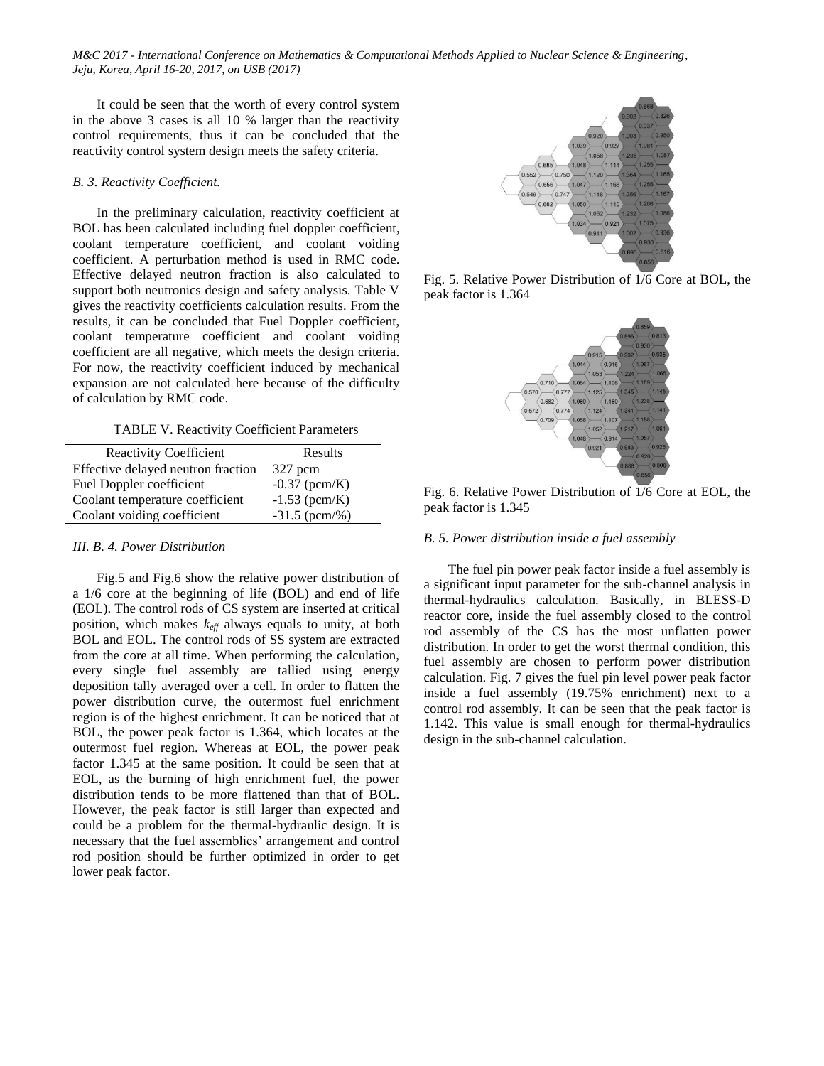It could be seen that the worth of every control system in the above 3 cases is all 10 % larger than the reactivity control requirements, thus it can be concluded that the reactivity control system design meets the safety criteria.

### *B. 3. Reactivity Coefficient.*

In the preliminary calculation, reactivity coefficient at BOL has been calculated including fuel doppler coefficient, coolant temperature coefficient, and coolant voiding coefficient. A perturbation method is used in RMC code. Effective delayed neutron fraction is also calculated to support both neutronics design and safety analysis. Table V gives the reactivity coefficients calculation results. From the results, it can be concluded that Fuel Doppler coefficient, coolant temperature coefficient and coolant voiding coefficient are all negative, which meets the design criteria. For now, the reactivity coefficient induced by mechanical expansion are not calculated here because of the difficulty of calculation by RMC code.

TABLE V. Reactivity Coefficient Parameters

| Reactivity Coefficient | Results |
|---|---|
| Effective delayed neutron fraction | 327 pcm |
| Fuel Doppler coefficient | -0.37 (pcm/K) |
| Coolant temperature coefficient | -1.53 (pcm/K) |
| Coolant voiding coefficient | -31.5 (pcm/%) |

### *III. B. 4. Power Distribution*

Fig.5 and Fig.6 show the relative power distribution of a 1/6 core at the beginning of life (BOL) and end of life (EOL). The control rods of CS system are inserted at critical position, which makes $k_{eff}$ always equals to unity, at both BOL and EOL. The control rods of SS system are extracted from the core at all time. When performing the calculation, every single fuel assembly are tallied using energy deposition tally averaged over a cell. In order to flatten the power distribution curve, the outermost fuel enrichment region is of the highest enrichment. It can be noticed that at BOL, the power peak factor is 1.364, which locates at the outermost fuel region. Whereas at EOL, the power peak factor 1.345 at the same position. It could be seen that at EOL, as the burning of high enrichment fuel, the power distribution tends to be more flattened than that of BOL. However, the peak factor is still larger than expected and could be a problem for the thermal-hydraulic design. It is necessary that the fuel assemblies' arrangement and control rod position should be further optimized in order to get lower peak factor.

Fig. 5. Relative Power Distribution of 1/6 Core at BOL, the peak factor is 1.364

Fig. 6. Relative Power Distribution of 1/6 Core at EOL, the peak factor is 1.345

### *B. 5. Power distribution inside a fuel assembly*

The fuel pin power peak factor inside a fuel assembly is a significant input parameter for the sub-channel analysis in thermal-hydraulics calculation. Basically, in BLESS-D reactor core, inside the fuel assembly closed to the control rod assembly of the CS has the most unflatten power distribution. In order to get the worst thermal condition, this fuel assembly are chosen to perform power distribution calculation. Fig. 7 gives the fuel pin level power peak factor inside a fuel assembly (19.75% enrichment) next to a control rod assembly. It can be seen that the peak factor is 1.142. This value is small enough for thermal-hydraulics design in the sub-channel calculation.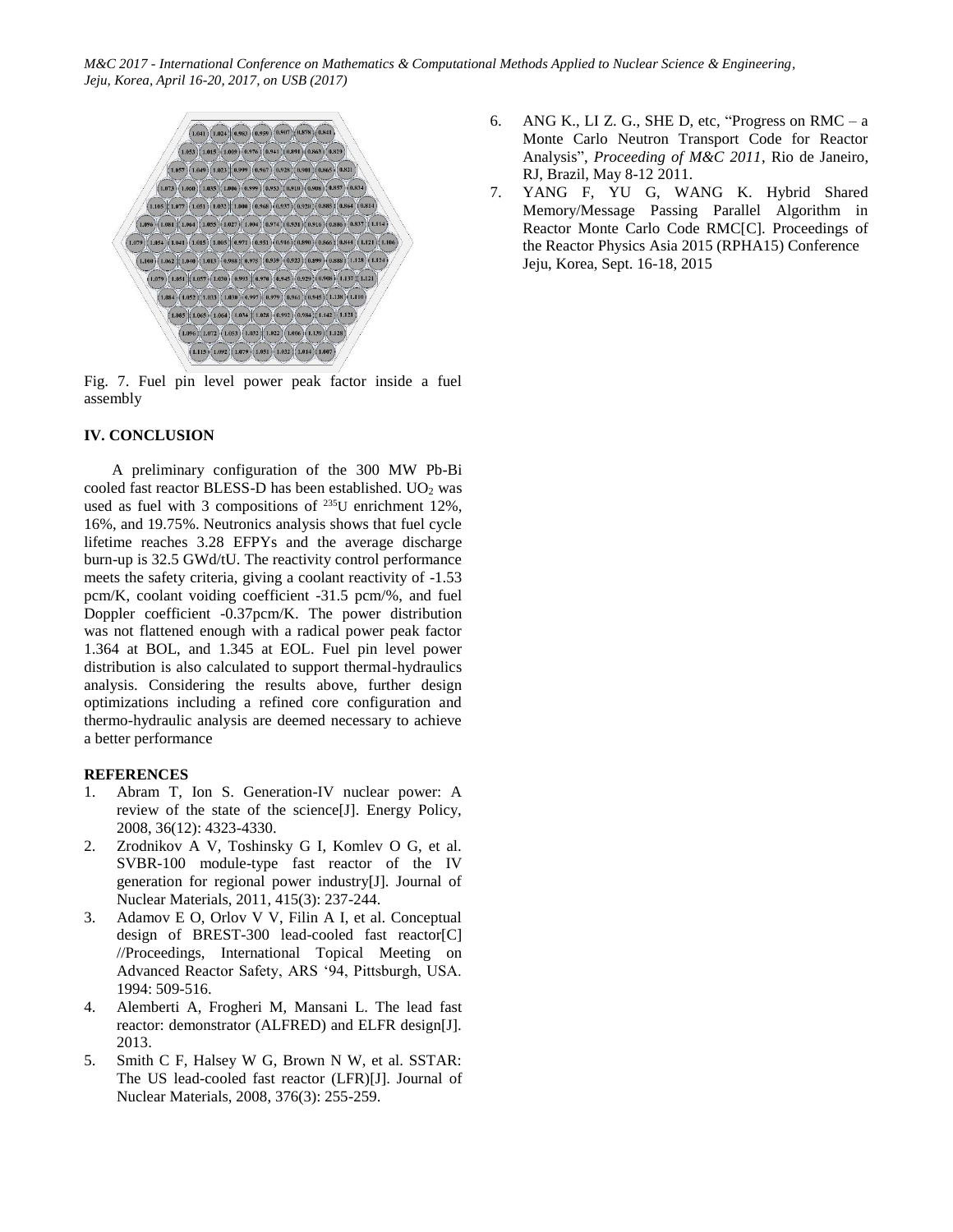Fig. 7. Fuel pin level power peak factor inside a fuel assembly

## IV. CONCLUSION

A preliminary configuration of the 300 MW Pb-Bi cooled fast reactor BLESS-D has been established. $UO_2$ was used as fuel with 3 compositions of $^{235}$U enrichment 12%, 16%, and 19.75%. Neutronics analysis shows that fuel cycle lifetime reaches 3.28 EFPYs and the average discharge burn-up is 32.5 GWd/tU. The reactivity control performance meets the safety criteria, giving a coolant reactivity of -1.53 pcm/K, coolant voiding coefficient -31.5 pcm/%, and fuel Doppler coefficient -0.37pcm/K. The power distribution was not flattened enough with a radical power peak factor 1.364 at BOL, and 1.345 at EOL. Fuel pin level power distribution is also calculated to support thermal-hydraulics analysis. Considering the results above, further design optimizations including a refined core configuration and thermo-hydraulic analysis are deemed necessary to achieve a better performance

## REFERENCES

1. Abram T, Ion S. Generation-IV nuclear power: A review of the state of the science[J]. Energy Policy, 2008, 36(12): 4323-4330.
2. Zrodnikov A V, Toshinsky G I, Komlev O G, et al. SVBR-100 module-type fast reactor of the IV generation for regional power industry[J]. Journal of Nuclear Materials, 2011, 415(3): 237-244.
3. Adamov E O, Orlov V V, Filin A I, et al. Conceptual design of BREST-300 lead-cooled fast reactor[C] //Proceedings, International Topical Meeting on Advanced Reactor Safety, ARS '94, Pittsburgh, USA. 1994: 509-516.
4. Alemberti A, Frogheri M, Mansani L. The lead fast reactor: demonstrator (ALFRED) and ELFR design[J]. 2013.
5. Smith C F, Halsey W G, Brown N W, et al. SSTAR: The US lead-cooled fast reactor (LFR)[J]. Journal of Nuclear Materials, 2008, 376(3): 255-259.
6. ANG K., LI Z. G., SHE D, etc, "Progress on RMC – a Monte Carlo Neutron Transport Code for Reactor Analysis", *Proceeding of M&C 2011*, Rio de Janeiro, RJ, Brazil, May 8-12 2011.
7. YANG F, YU G, WANG K. Hybrid Shared Memory/Message Passing Parallel Algorithm in Reactor Monte Carlo Code RMC[C]. Proceedings of the Reactor Physics Asia 2015 (RPHA15) Conference Jeju, Korea, Sept. 16-18, 2015